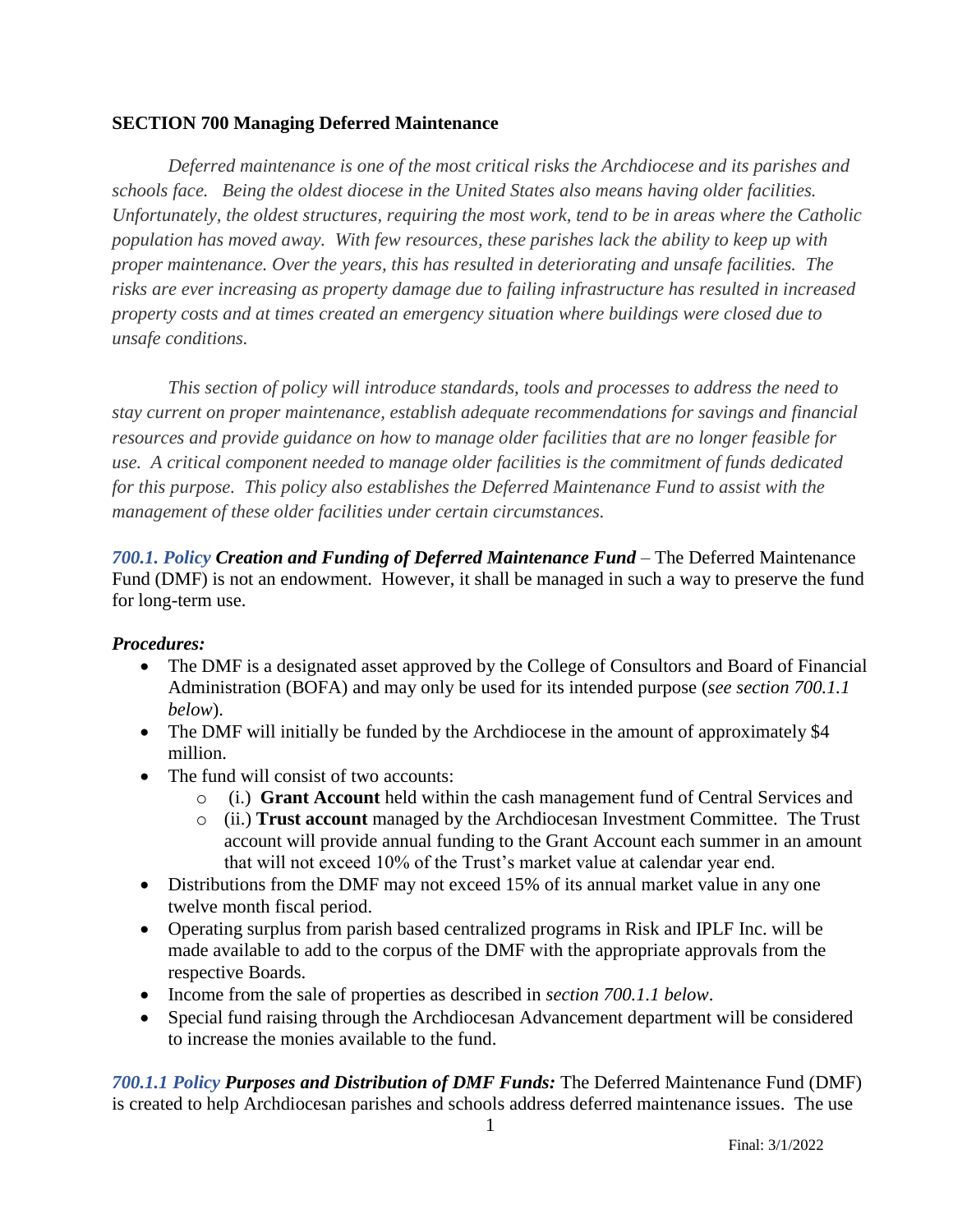## SECTION 700 Managing Deferred Maintenance

*Deferred maintenance is one of the most critical risks the Archdiocese and its parishes and schools face. Being the oldest diocese in the United States also means having older facilities. Unfortunately, the oldest structures, requiring the most work, tend to be in areas where the Catholic population has moved away. With few resources, these parishes lack the ability to keep up with proper maintenance. Over the years, this has resulted in deteriorating and unsafe facilities. The risks are ever increasing as property damage due to failing infrastructure has resulted in increased property costs and at times created an emergency situation where buildings were closed due to unsafe conditions.*

*This section of policy will introduce standards, tools and processes to address the need to stay current on proper maintenance, establish adequate recommendations for savings and financial resources and provide guidance on how to manage older facilities that are no longer feasible for use. A critical component needed to manage older facilities is the commitment of funds dedicated for this purpose. This policy also establishes the Deferred Maintenance Fund to assist with the management of these older facilities under certain circumstances.*

***700.1. Policy Creation and Funding of Deferred Maintenance Fund*** – The Deferred Maintenance Fund (DMF) is not an endowment. However, it shall be managed in such a way to preserve the fund for long-term use.

***Procedures:***

- The DMF is a designated asset approved by the College of Consultors and Board of Financial Administration (BOFA) and may only be used for its intended purpose (*see section 700.1.1 below*).
- The DMF will initially be funded by the Archdiocese in the amount of approximately $4 million.
- The fund will consist of two accounts:
  - (i.) **Grant Account** held within the cash management fund of Central Services and
  - (ii.) **Trust account** managed by the Archdiocesan Investment Committee. The Trust account will provide annual funding to the Grant Account each summer in an amount that will not exceed 10% of the Trust's market value at calendar year end.
- Distributions from the DMF may not exceed 15% of its annual market value in any one twelve month fiscal period.
- Operating surplus from parish based centralized programs in Risk and IPLF Inc. will be made available to add to the corpus of the DMF with the appropriate approvals from the respective Boards.
- Income from the sale of properties as described in *section 700.1.1 below*.
- Special fund raising through the Archdiocesan Advancement department will be considered to increase the monies available to the fund.

***700.1.1 Policy Purposes and Distribution of DMF Funds:*** The Deferred Maintenance Fund (DMF) is created to help Archdiocesan parishes and schools address deferred maintenance issues. The use

Final: 3/1/2022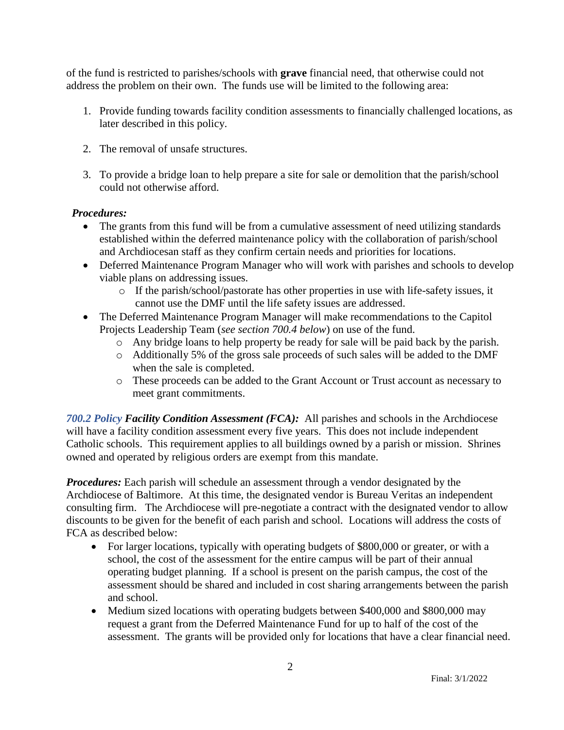of the fund is restricted to parishes/schools with **grave** financial need, that otherwise could not address the problem on their own. The funds use will be limited to the following area:

1. Provide funding towards facility condition assessments to financially challenged locations, as later described in this policy.

2. The removal of unsafe structures.

3. To provide a bridge loan to help prepare a site for sale or demolition that the parish/school could not otherwise afford.

***Procedures:***

- The grants from this fund will be from a cumulative assessment of need utilizing standards established within the deferred maintenance policy with the collaboration of parish/school and Archdiocesan staff as they confirm certain needs and priorities for locations.
- Deferred Maintenance Program Manager who will work with parishes and schools to develop viable plans on addressing issues.
    - If the parish/school/pastorate has other properties in use with life-safety issues, it cannot use the DMF until the life safety issues are addressed.
- The Deferred Maintenance Program Manager will make recommendations to the Capitol Projects Leadership Team (*see section 700.4 below*) on use of the fund.
    - Any bridge loans to help property be ready for sale will be paid back by the parish.
    - Additionally 5% of the gross sale proceeds of such sales will be added to the DMF when the sale is completed.
    - These proceeds can be added to the Grant Account or Trust account as necessary to meet grant commitments.

***700.2 Policy Facility Condition Assessment (FCA):*** All parishes and schools in the Archdiocese will have a facility condition assessment every five years. This does not include independent Catholic schools. This requirement applies to all buildings owned by a parish or mission. Shrines owned and operated by religious orders are exempt from this mandate.

***Procedures:*** Each parish will schedule an assessment through a vendor designated by the Archdiocese of Baltimore. At this time, the designated vendor is Bureau Veritas an independent consulting firm. The Archdiocese will pre-negotiate a contract with the designated vendor to allow discounts to be given for the benefit of each parish and school. Locations will address the costs of FCA as described below:

- For larger locations, typically with operating budgets of $800,000 or greater, or with a school, the cost of the assessment for the entire campus will be part of their annual operating budget planning. If a school is present on the parish campus, the cost of the assessment should be shared and included in cost sharing arrangements between the parish and school.
- Medium sized locations with operating budgets between $400,000 and $800,000 may request a grant from the Deferred Maintenance Fund for up to half of the cost of the assessment. The grants will be provided only for locations that have a clear financial need.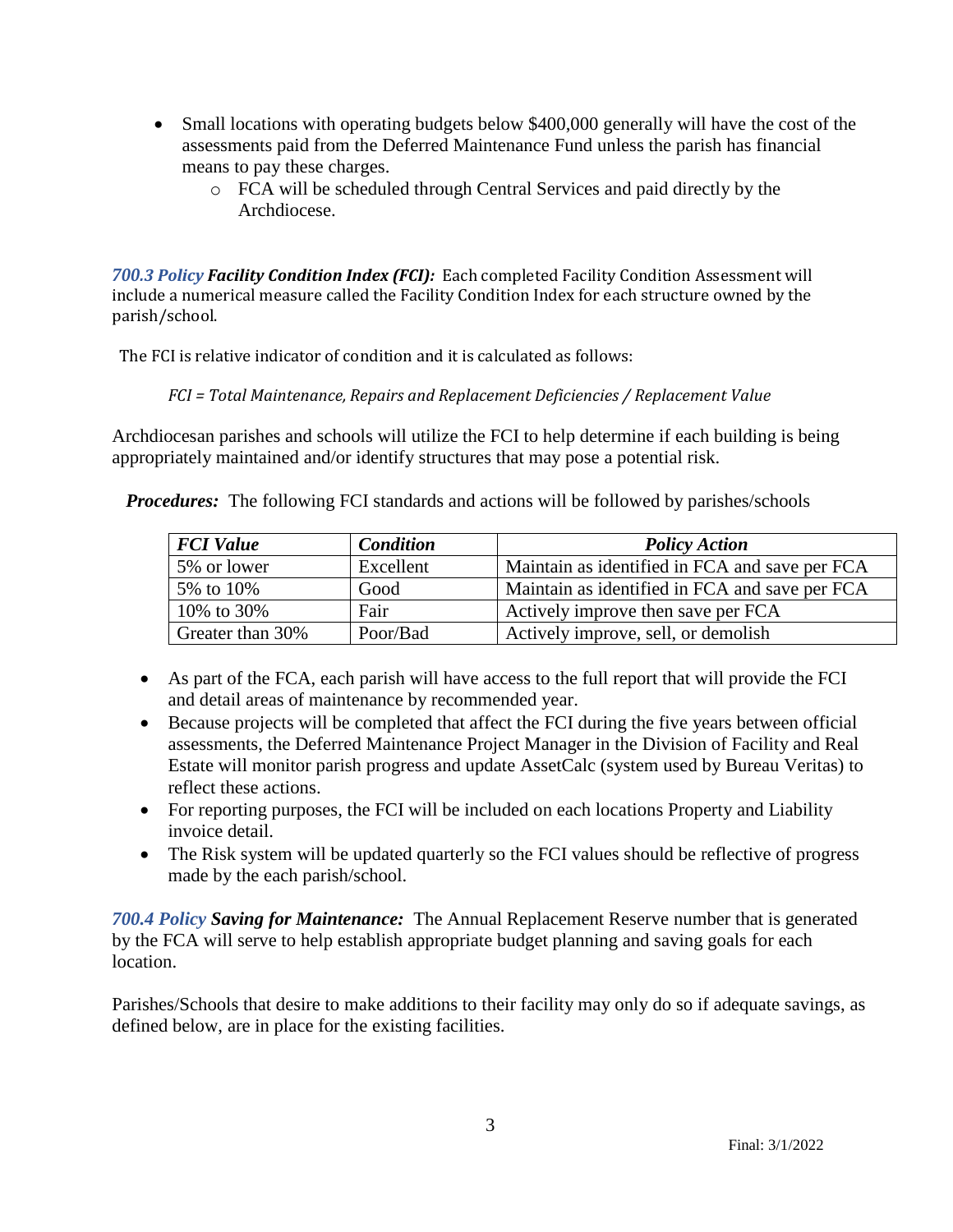- Small locations with operating budgets below $400,000 generally will have the cost of the assessments paid from the Deferred Maintenance Fund unless the parish has financial means to pay these charges.
    - FCA will be scheduled through Central Services and paid directly by the Archdiocese.

***700.3 Policy Facility Condition Index (FCI):*** Each completed Facility Condition Assessment will include a numerical measure called the Facility Condition Index for each structure owned by the parish/school.

The FCI is relative indicator of condition and it is calculated as follows:

*FCI = Total Maintenance, Repairs and Replacement Deficiencies / Replacement Value*

Archdiocesan parishes and schools will utilize the FCI to help determine if each building is being appropriately maintained and/or identify structures that may pose a potential risk.

***Procedures:*** The following FCI standards and actions will be followed by parishes/schools

| ***FCI Value*** | ***Condition*** | ***Policy Action*** |
|---|---|---|
| 5% or lower | Excellent | Maintain as identified in FCA and save per FCA |
| 5% to 10% | Good | Maintain as identified in FCA and save per FCA |
| 10% to 30% | Fair | Actively improve then save per FCA |
| Greater than 30% | Poor/Bad | Actively improve, sell, or demolish |

- As part of the FCA, each parish will have access to the full report that will provide the FCI and detail areas of maintenance by recommended year.
- Because projects will be completed that affect the FCI during the five years between official assessments, the Deferred Maintenance Project Manager in the Division of Facility and Real Estate will monitor parish progress and update AssetCalc (system used by Bureau Veritas) to reflect these actions.
- For reporting purposes, the FCI will be included on each locations Property and Liability invoice detail.
- The Risk system will be updated quarterly so the FCI values should be reflective of progress made by the each parish/school.

***700.4 Policy Saving for Maintenance:*** The Annual Replacement Reserve number that is generated by the FCA will serve to help establish appropriate budget planning and saving goals for each location.

Parishes/Schools that desire to make additions to their facility may only do so if adequate savings, as defined below, are in place for the existing facilities.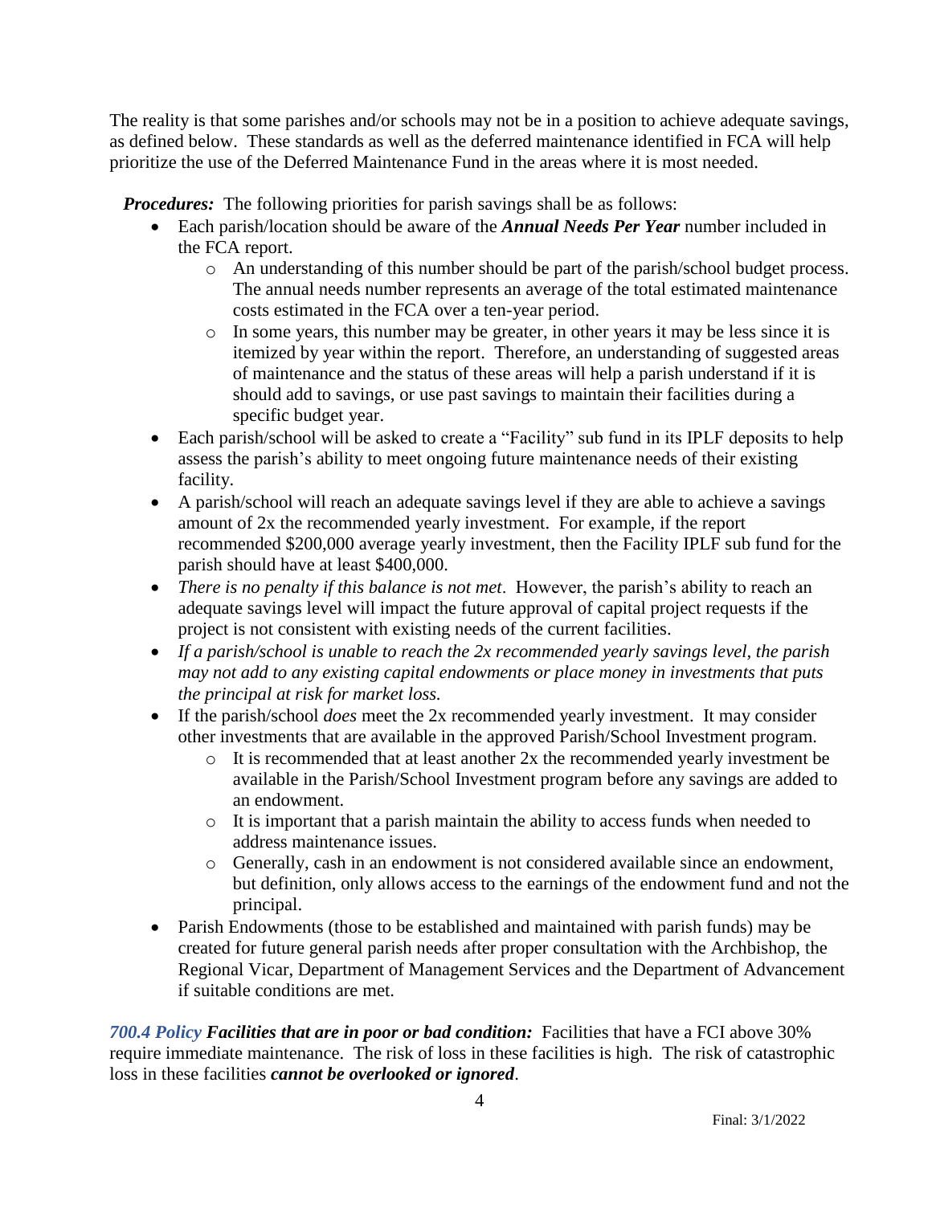The reality is that some parishes and/or schools may not be in a position to achieve adequate savings, as defined below. These standards as well as the deferred maintenance identified in FCA will help prioritize the use of the Deferred Maintenance Fund in the areas where it is most needed.

***Procedures:*** The following priorities for parish savings shall be as follows:

- Each parish/location should be aware of the ***Annual Needs Per Year*** number included in the FCA report.
  - An understanding of this number should be part of the parish/school budget process. The annual needs number represents an average of the total estimated maintenance costs estimated in the FCA over a ten-year period.
  - In some years, this number may be greater, in other years it may be less since it is itemized by year within the report. Therefore, an understanding of suggested areas of maintenance and the status of these areas will help a parish understand if it is should add to savings, or use past savings to maintain their facilities during a specific budget year.
- Each parish/school will be asked to create a "Facility" sub fund in its IPLF deposits to help assess the parish's ability to meet ongoing future maintenance needs of their existing facility.
- A parish/school will reach an adequate savings level if they are able to achieve a savings amount of 2x the recommended yearly investment. For example, if the report recommended $200,000 average yearly investment, then the Facility IPLF sub fund for the parish should have at least $400,000.
- *There is no penalty if this balance is not met*. However, the parish's ability to reach an adequate savings level will impact the future approval of capital project requests if the project is not consistent with existing needs of the current facilities.
- *If a parish/school is unable to reach the 2x recommended yearly savings level, the parish may not add to any existing capital endowments or place money in investments that puts the principal at risk for market loss.*
- If the parish/school *does* meet the 2x recommended yearly investment. It may consider other investments that are available in the approved Parish/School Investment program.
  - It is recommended that at least another 2x the recommended yearly investment be available in the Parish/School Investment program before any savings are added to an endowment.
  - It is important that a parish maintain the ability to access funds when needed to address maintenance issues.
  - Generally, cash in an endowment is not considered available since an endowment, but definition, only allows access to the earnings of the endowment fund and not the principal.
- Parish Endowments (those to be established and maintained with parish funds) may be created for future general parish needs after proper consultation with the Archbishop, the Regional Vicar, Department of Management Services and the Department of Advancement if suitable conditions are met.

***700.4 Policy Facilities that are in poor or bad condition:*** Facilities that have a FCI above 30% require immediate maintenance. The risk of loss in these facilities is high. The risk of catastrophic loss in these facilities ***cannot be overlooked or ignored***.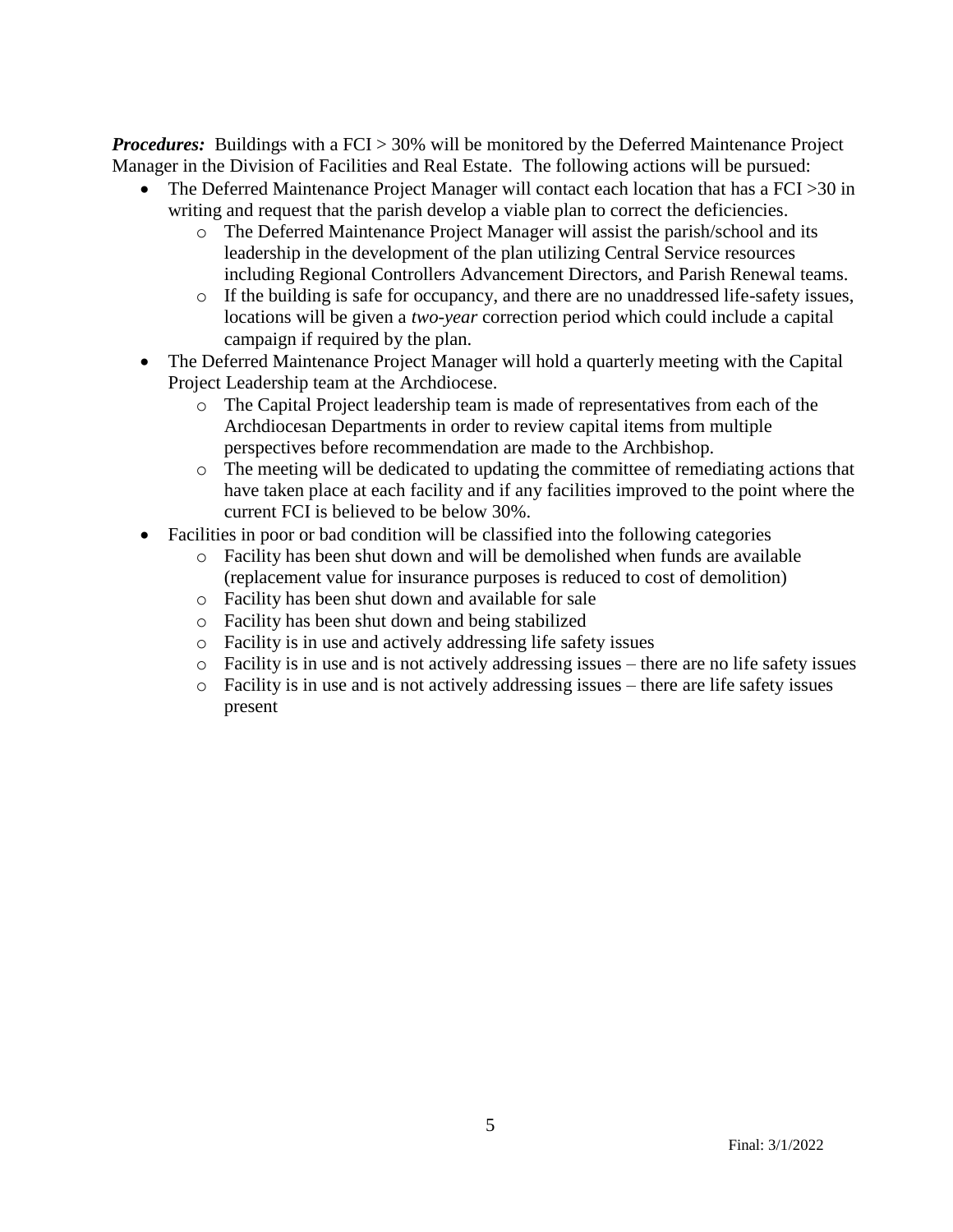***Procedures:*** Buildings with a FCI > 30% will be monitored by the Deferred Maintenance Project Manager in the Division of Facilities and Real Estate. The following actions will be pursued:

- The Deferred Maintenance Project Manager will contact each location that has a FCI >30 in writing and request that the parish develop a viable plan to correct the deficiencies.
  - The Deferred Maintenance Project Manager will assist the parish/school and its leadership in the development of the plan utilizing Central Service resources including Regional Controllers Advancement Directors, and Parish Renewal teams.
  - If the building is safe for occupancy, and there are no unaddressed life-safety issues, locations will be given a *two-year* correction period which could include a capital campaign if required by the plan.
- The Deferred Maintenance Project Manager will hold a quarterly meeting with the Capital Project Leadership team at the Archdiocese.
  - The Capital Project leadership team is made of representatives from each of the Archdiocesan Departments in order to review capital items from multiple perspectives before recommendation are made to the Archbishop.
  - The meeting will be dedicated to updating the committee of remediating actions that have taken place at each facility and if any facilities improved to the point where the current FCI is believed to be below 30%.
- Facilities in poor or bad condition will be classified into the following categories
  - Facility has been shut down and will be demolished when funds are available (replacement value for insurance purposes is reduced to cost of demolition)
  - Facility has been shut down and available for sale
  - Facility has been shut down and being stabilized
  - Facility is in use and actively addressing life safety issues
  - Facility is in use and is not actively addressing issues – there are no life safety issues
  - Facility is in use and is not actively addressing issues – there are life safety issues present

Final: 3/1/2022